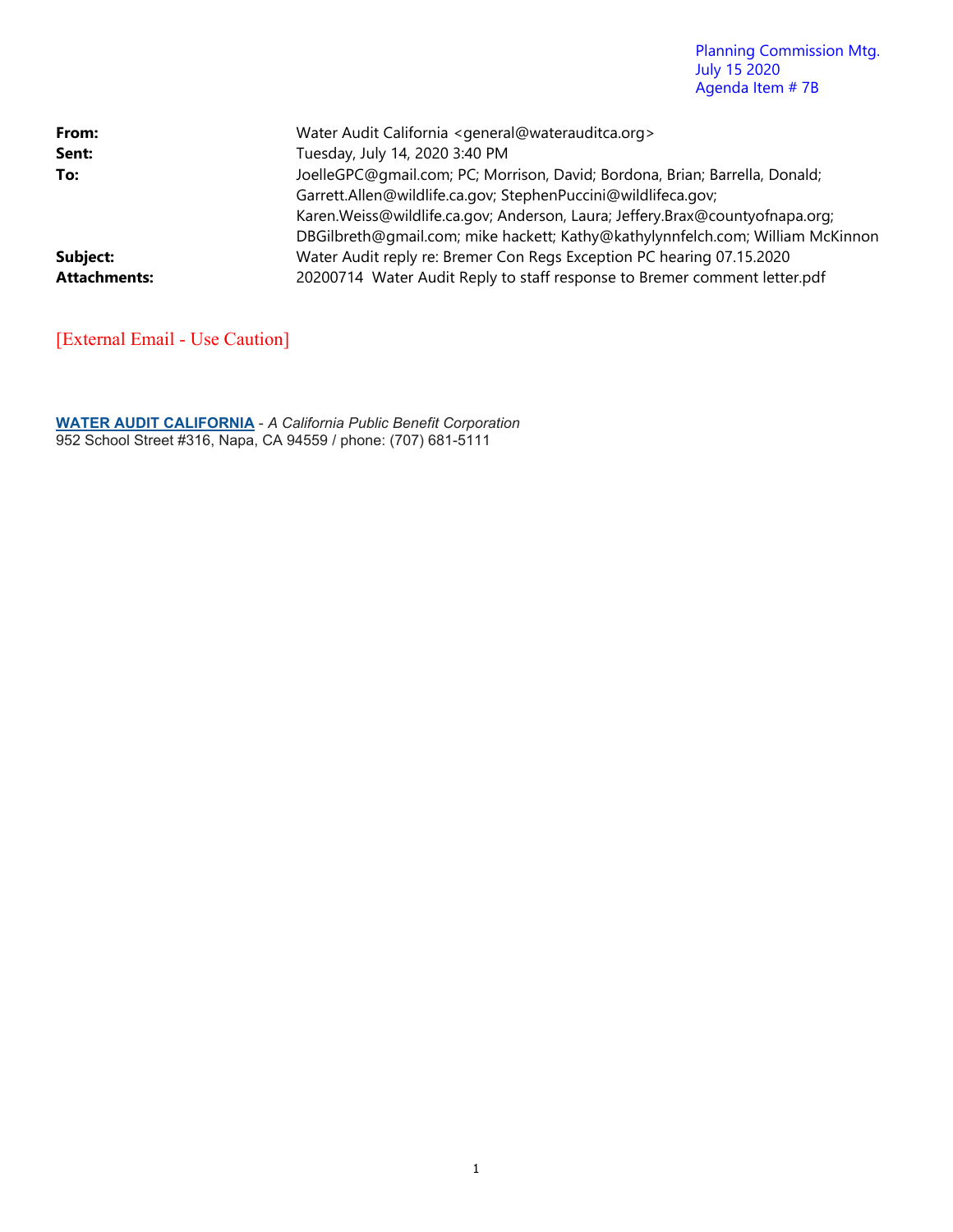Planning Commission Mtg.
July 15 2020
Agenda Item # 7B

| | |
|---|---|
| **From:** | Water Audit California <general@waterauditca.org> |
| **Sent:** | Tuesday, July 14, 2020 3:40 PM |
| **To:** | JoelleGPC@gmail.com; PC; Morrison, David; Bordona, Brian; Barrella, Donald; Garrett.Allen@wildlife.ca.gov; StephenPuccini@wildlifeca.gov; Karen.Weiss@wildlife.ca.gov; Anderson, Laura; Jeffery.Brax@countyofnapa.org; DBGilbreth@gmail.com; mike hackett; Kathy@kathylynnfelch.com; William McKinnon |
| **Subject:** | Water Audit reply re: Bremer Con Regs Exception PC hearing 07.15.2020 |
| **Attachments:** | 20200714 Water Audit Reply to staff response to Bremer comment letter.pdf |

[External Email - Use Caution]

**WATER AUDIT CALIFORNIA** - *A California Public Benefit Corporation*
952 School Street #316, Napa, CA 94559 / phone: (707) 681-5111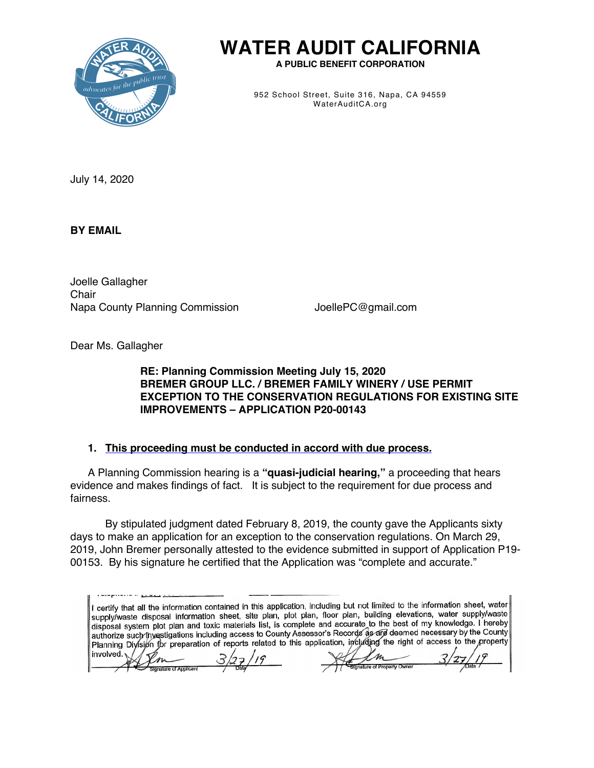**WATER AUDIT CALIFORNIA**

**A PUBLIC BENEFIT CORPORATION**

952 School Street, Suite 316, Napa, CA 94559
WaterAuditCA.org

July 14, 2020

**BY EMAIL**

Joelle Gallagher
Chair
Napa County Planning Commission JoellePC@gmail.com

Dear Ms. Gallagher

**RE: Planning Commission Meeting July 15, 2020**
**BREMER GROUP LLC. / BREMER FAMILY WINERY / USE PERMIT EXCEPTION TO THE CONSERVATION REGULATIONS FOR EXISTING SITE IMPROVEMENTS – APPLICATION P20-00143**

1. **This proceeding must be conducted in accord with due process.**

A Planning Commission hearing is a **"quasi-judicial hearing,"** a proceeding that hears evidence and makes findings of fact. It is subject to the requirement for due process and fairness.

By stipulated judgment dated February 8, 2019, the county gave the Applicants sixty days to make an application for an exception to the conservation regulations. On March 29, 2019, John Bremer personally attested to the evidence submitted in support of Application P19-00153. By his signature he certified that the Application was "complete and accurate."

I certify that all the information contained in this application, including but not limited to the information sheet, water supply/waste disposal information sheet, site plan, plot plan, floor plan, building elevations, water supply/waste disposal system plot plan and toxic materials list, is complete and accurate to the best of my knowledge. I hereby authorize such investigations including access to County Assessor's Records as are deemed necessary by the County Planning Division for preparation of reports related to this application, including the right of access to the property involved.

Signature of Applicant 3/27/19 Date

Signature of Property Owner 3/27/19 Date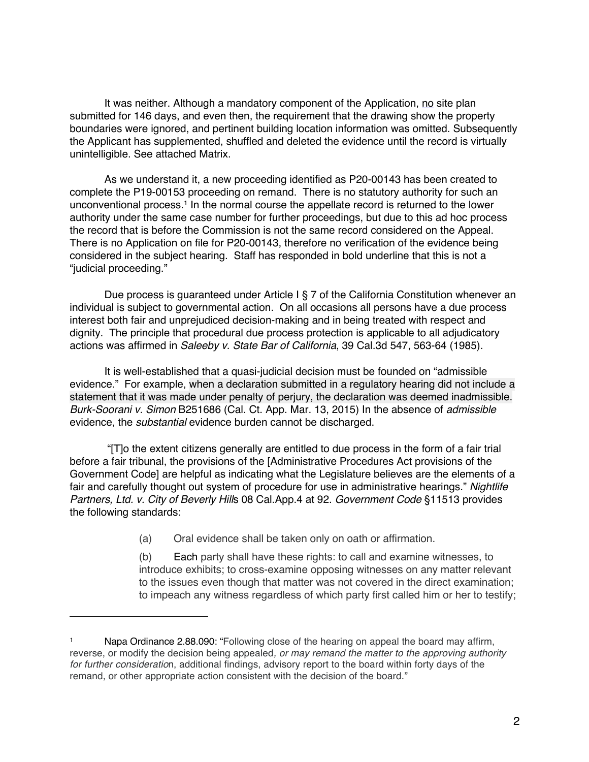It was neither. Although a mandatory component of the Application, no site plan submitted for 146 days, and even then, the requirement that the drawing show the property boundaries were ignored, and pertinent building location information was omitted. Subsequently the Applicant has supplemented, shuffled and deleted the evidence until the record is virtually unintelligible. See attached Matrix.

As we understand it, a new proceeding identified as P20-00143 has been created to complete the P19-00153 proceeding on remand. There is no statutory authority for such an unconventional process.[1] In the normal course the appellate record is returned to the lower authority under the same case number for further proceedings, but due to this ad hoc process the record that is before the Commission is not the same record considered on the Appeal. There is no Application on file for P20-00143, therefore no verification of the evidence being considered in the subject hearing. Staff has responded in bold underline that this is not a "judicial proceeding."

Due process is guaranteed under Article I § 7 of the California Constitution whenever an individual is subject to governmental action. On all occasions all persons have a due process interest both fair and unprejudiced decision-making and in being treated with respect and dignity. The principle that procedural due process protection is applicable to all adjudicatory actions was affirmed in *Saleeby v. State Bar of California*, 39 Cal.3d 547, 563-64 (1985).

It is well-established that a quasi-judicial decision must be founded on "admissible evidence." For example, when a declaration submitted in a regulatory hearing did not include a statement that it was made under penalty of perjury, the declaration was deemed inadmissible. *Burk-Soorani v. Simon* B251686 (Cal. Ct. App. Mar. 13, 2015) In the absence of *admissible* evidence, the *substantial* evidence burden cannot be discharged.

"[T]o the extent citizens generally are entitled to due process in the form of a fair trial before a fair tribunal, the provisions of the [Administrative Procedures Act provisions of the Government Code] are helpful as indicating what the Legislature believes are the elements of a fair and carefully thought out system of procedure for use in administrative hearings." *Nightlife Partners, Ltd. v. City of Beverly Hills* 08 Cal.App.4 at 92. *Government Code* §11513 provides the following standards:

> (a) Oral evidence shall be taken only on oath or affirmation.
>
> (b) Each party shall have these rights: to call and examine witnesses, to introduce exhibits; to cross-examine opposing witnesses on any matter relevant to the issues even though that matter was not covered in the direct examination; to impeach any witness regardless of which party first called him or her to testify;

---

[1] Napa Ordinance 2.88.090: "Following close of the hearing on appeal the board may affirm, reverse, or modify the decision being appealed*, or may remand the matter to the approving authority for further consideratio*n, additional findings, advisory report to the board within forty days of the remand, or other appropriate action consistent with the decision of the board."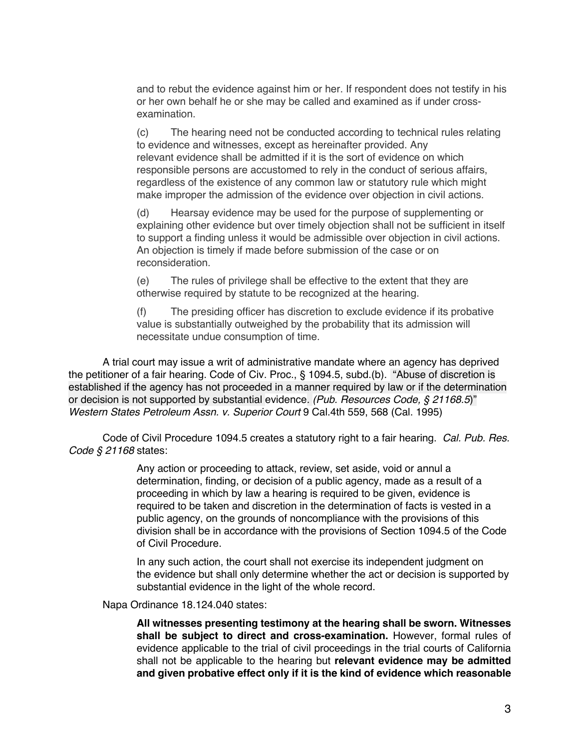> and to rebut the evidence against him or her. If respondent does not testify in his or her own behalf he or she may be called and examined as if under cross-examination.
>
> (c) The hearing need not be conducted according to technical rules relating to evidence and witnesses, except as hereinafter provided. Any relevant evidence shall be admitted if it is the sort of evidence on which responsible persons are accustomed to rely in the conduct of serious affairs, regardless of the existence of any common law or statutory rule which might make improper the admission of the evidence over objection in civil actions.
>
> (d) Hearsay evidence may be used for the purpose of supplementing or explaining other evidence but over timely objection shall not be sufficient in itself to support a finding unless it would be admissible over objection in civil actions. An objection is timely if made before submission of the case or on reconsideration.
>
> (e) The rules of privilege shall be effective to the extent that they are otherwise required by statute to be recognized at the hearing.
>
> (f) The presiding officer has discretion to exclude evidence if its probative value is substantially outweighed by the probability that its admission will necessitate undue consumption of time.

A trial court may issue a writ of administrative mandate where an agency has deprived the petitioner of a fair hearing. Code of Civ. Proc., § 1094.5, subd.(b). "Abuse of discretion is established if the agency has not proceeded in a manner required by law or if the determination or decision is not supported by substantial evidence. *(Pub. Resources Code, § 21168.5*)" *Western States Petroleum Assn. v. Superior Court* 9 Cal.4th 559, 568 (Cal. 1995)

Code of Civil Procedure 1094.5 creates a statutory right to a fair hearing. *Cal. Pub. Res. Code § 21168* states:

> Any action or proceeding to attack, review, set aside, void or annul a determination, finding, or decision of a public agency, made as a result of a proceeding in which by law a hearing is required to be given, evidence is required to be taken and discretion in the determination of facts is vested in a public agency, on the grounds of noncompliance with the provisions of this division shall be in accordance with the provisions of Section 1094.5 of the Code of Civil Procedure.
>
> In any such action, the court shall not exercise its independent judgment on the evidence but shall only determine whether the act or decision is supported by substantial evidence in the light of the whole record.

Napa Ordinance 18.124.040 states:

> **All witnesses presenting testimony at the hearing shall be sworn. Witnesses shall be subject to direct and cross-examination.** However, formal rules of evidence applicable to the trial of civil proceedings in the trial courts of California shall not be applicable to the hearing but **relevant evidence may be admitted and given probative effect only if it is the kind of evidence which reasonable**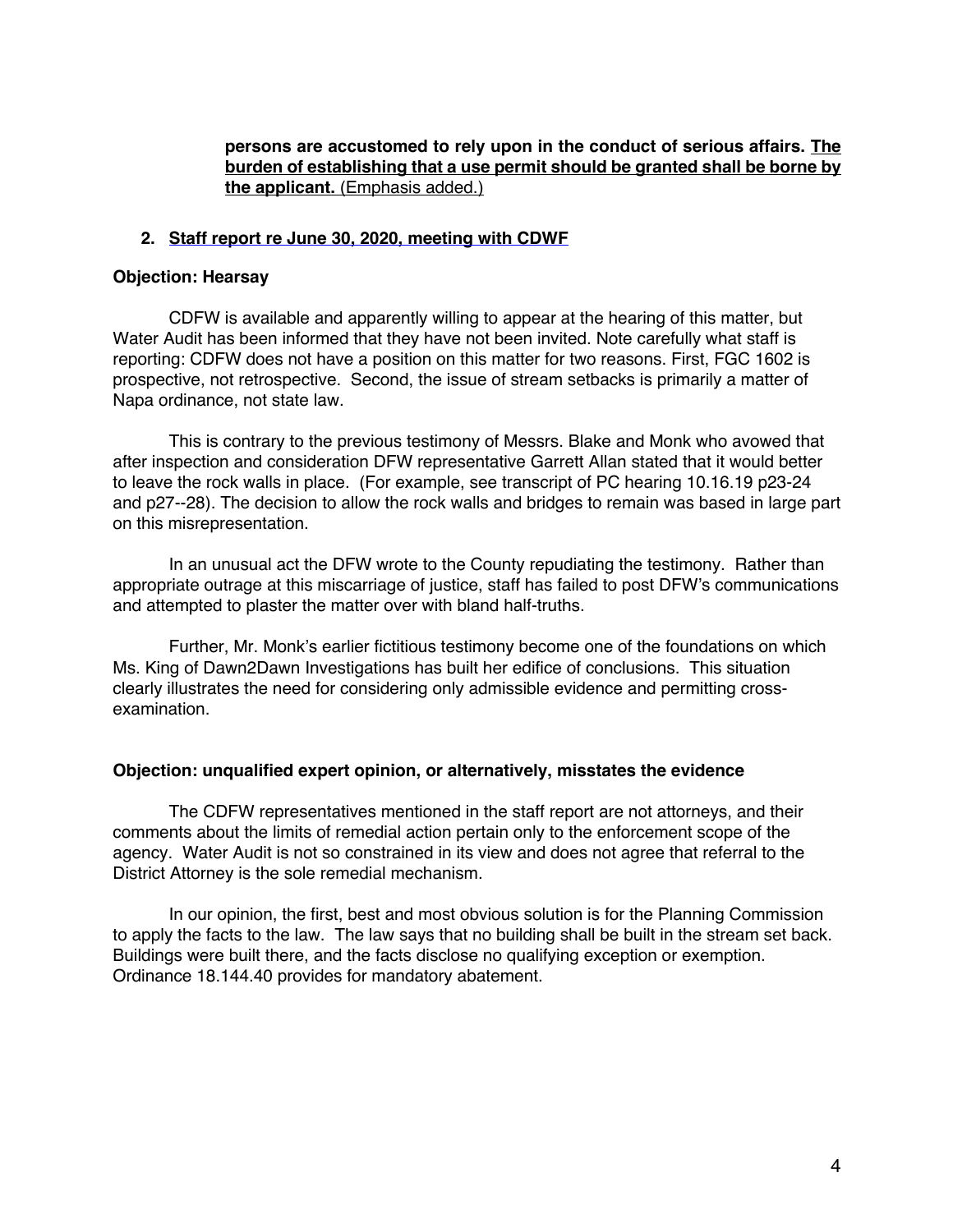**persons are accustomed to rely upon in the conduct of serious affairs. <u>The burden of establishing that a use permit should be granted shall be borne by the applicant.</u>** <u>(Emphasis added.)</u>

**2. <u>Staff report re June 30, 2020, meeting with CDWF</u>**

**Objection: Hearsay**

CDFW is available and apparently willing to appear at the hearing of this matter, but Water Audit has been informed that they have not been invited. Note carefully what staff is reporting: CDFW does not have a position on this matter for two reasons. First, FGC 1602 is prospective, not retrospective. Second, the issue of stream setbacks is primarily a matter of Napa ordinance, not state law.

This is contrary to the previous testimony of Messrs. Blake and Monk who avowed that after inspection and consideration DFW representative Garrett Allan stated that it would better to leave the rock walls in place. (For example, see transcript of PC hearing 10.16.19 p23-24 and p27--28). The decision to allow the rock walls and bridges to remain was based in large part on this misrepresentation.

In an unusual act the DFW wrote to the County repudiating the testimony. Rather than appropriate outrage at this miscarriage of justice, staff has failed to post DFW's communications and attempted to plaster the matter over with bland half-truths.

Further, Mr. Monk's earlier fictitious testimony become one of the foundations on which Ms. King of Dawn2Dawn Investigations has built her edifice of conclusions. This situation clearly illustrates the need for considering only admissible evidence and permitting cross-examination.

**Objection: unqualified expert opinion, or alternatively, misstates the evidence**

The CDFW representatives mentioned in the staff report are not attorneys, and their comments about the limits of remedial action pertain only to the enforcement scope of the agency. Water Audit is not so constrained in its view and does not agree that referral to the District Attorney is the sole remedial mechanism.

In our opinion, the first, best and most obvious solution is for the Planning Commission to apply the facts to the law. The law says that no building shall be built in the stream set back. Buildings were built there, and the facts disclose no qualifying exception or exemption. Ordinance 18.144.40 provides for mandatory abatement.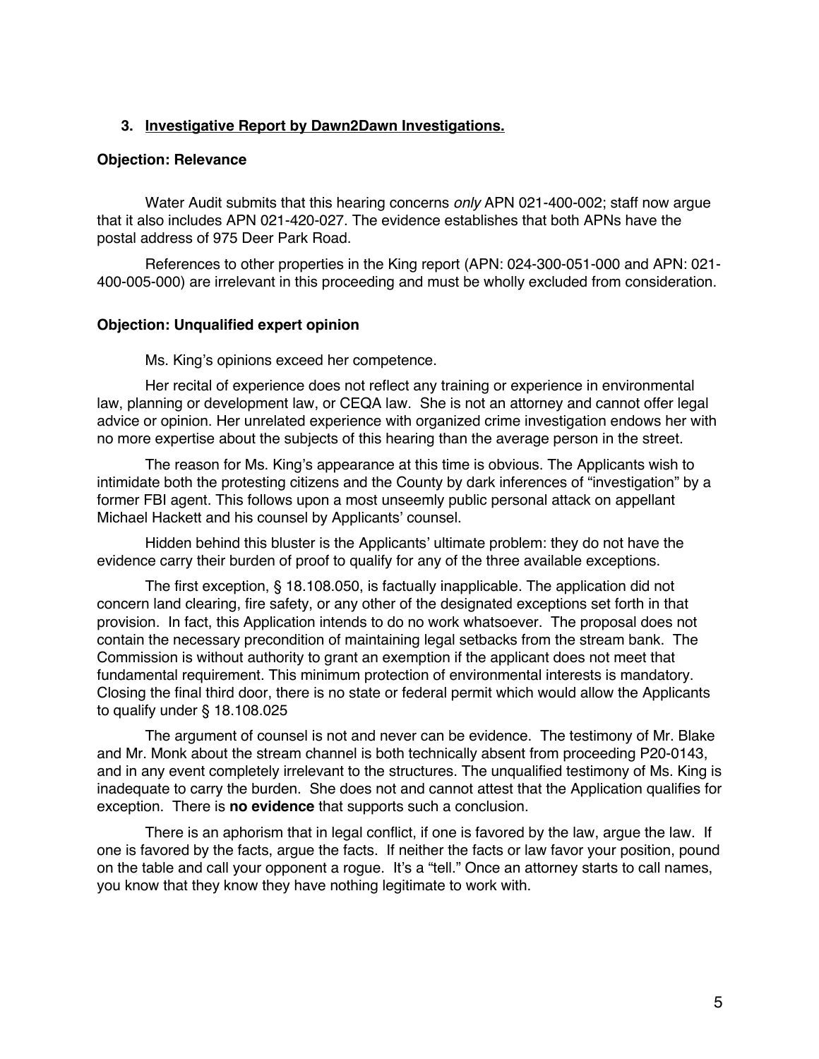### 3. Investigative Report by Dawn2Dawn Investigations.

**Objection: Relevance**

Water Audit submits that this hearing concerns *only* APN 021-400-002; staff now argue that it also includes APN 021-420-027. The evidence establishes that both APNs have the postal address of 975 Deer Park Road.

References to other properties in the King report (APN: 024-300-051-000 and APN: 021-400-005-000) are irrelevant in this proceeding and must be wholly excluded from consideration.

**Objection: Unqualified expert opinion**

Ms. King's opinions exceed her competence.

Her recital of experience does not reflect any training or experience in environmental law, planning or development law, or CEQA law. She is not an attorney and cannot offer legal advice or opinion. Her unrelated experience with organized crime investigation endows her with no more expertise about the subjects of this hearing than the average person in the street.

The reason for Ms. King's appearance at this time is obvious. The Applicants wish to intimidate both the protesting citizens and the County by dark inferences of "investigation" by a former FBI agent. This follows upon a most unseemly public personal attack on appellant Michael Hackett and his counsel by Applicants' counsel.

Hidden behind this bluster is the Applicants' ultimate problem: they do not have the evidence carry their burden of proof to qualify for any of the three available exceptions.

The first exception, § 18.108.050, is factually inapplicable. The application did not concern land clearing, fire safety, or any other of the designated exceptions set forth in that provision. In fact, this Application intends to do no work whatsoever. The proposal does not contain the necessary precondition of maintaining legal setbacks from the stream bank. The Commission is without authority to grant an exemption if the applicant does not meet that fundamental requirement. This minimum protection of environmental interests is mandatory. Closing the final third door, there is no state or federal permit which would allow the Applicants to qualify under § 18.108.025

The argument of counsel is not and never can be evidence. The testimony of Mr. Blake and Mr. Monk about the stream channel is both technically absent from proceeding P20-0143, and in any event completely irrelevant to the structures. The unqualified testimony of Ms. King is inadequate to carry the burden. She does not and cannot attest that the Application qualifies for exception. There is **no evidence** that supports such a conclusion.

There is an aphorism that in legal conflict, if one is favored by the law, argue the law. If one is favored by the facts, argue the facts. If neither the facts or law favor your position, pound on the table and call your opponent a rogue. It's a "tell." Once an attorney starts to call names, you know that they know they have nothing legitimate to work with.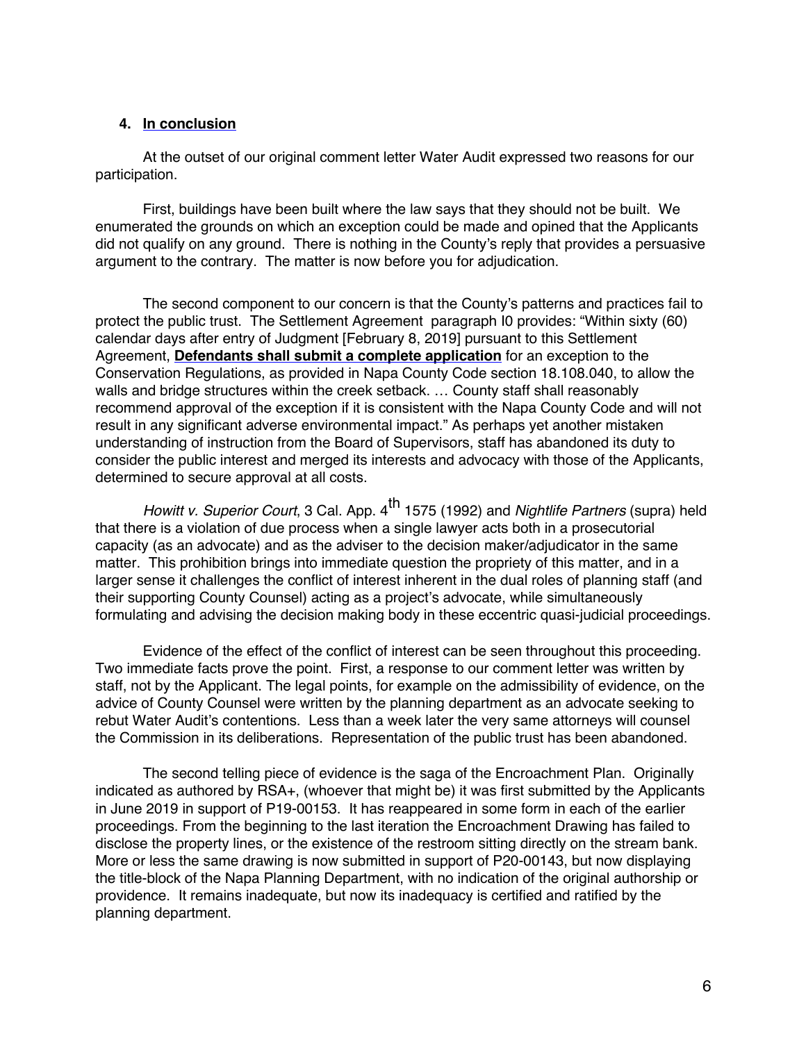## 4. **In conclusion**

At the outset of our original comment letter Water Audit expressed two reasons for our participation.

First, buildings have been built where the law says that they should not be built. We enumerated the grounds on which an exception could be made and opined that the Applicants did not qualify on any ground. There is nothing in the County's reply that provides a persuasive argument to the contrary. The matter is now before you for adjudication.

The second component to our concern is that the County's patterns and practices fail to protect the public trust. The Settlement Agreement paragraph I0 provides: "Within sixty (60) calendar days after entry of Judgment [February 8, 2019] pursuant to this Settlement Agreement, **Defendants shall submit a complete application** for an exception to the Conservation Regulations, as provided in Napa County Code section 18.108.040, to allow the walls and bridge structures within the creek setback. … County staff shall reasonably recommend approval of the exception if it is consistent with the Napa County Code and will not result in any significant adverse environmental impact." As perhaps yet another mistaken understanding of instruction from the Board of Supervisors, staff has abandoned its duty to consider the public interest and merged its interests and advocacy with those of the Applicants, determined to secure approval at all costs.

*Howitt v. Superior Court*, 3 Cal. App. 4th 1575 (1992) and *Nightlife Partners* (supra) held that there is a violation of due process when a single lawyer acts both in a prosecutorial capacity (as an advocate) and as the adviser to the decision maker/adjudicator in the same matter. This prohibition brings into immediate question the propriety of this matter, and in a larger sense it challenges the conflict of interest inherent in the dual roles of planning staff (and their supporting County Counsel) acting as a project's advocate, while simultaneously formulating and advising the decision making body in these eccentric quasi-judicial proceedings.

Evidence of the effect of the conflict of interest can be seen throughout this proceeding. Two immediate facts prove the point. First, a response to our comment letter was written by staff, not by the Applicant. The legal points, for example on the admissibility of evidence, on the advice of County Counsel were written by the planning department as an advocate seeking to rebut Water Audit's contentions. Less than a week later the very same attorneys will counsel the Commission in its deliberations. Representation of the public trust has been abandoned.

The second telling piece of evidence is the saga of the Encroachment Plan. Originally indicated as authored by RSA+, (whoever that might be) it was first submitted by the Applicants in June 2019 in support of P19-00153. It has reappeared in some form in each of the earlier proceedings. From the beginning to the last iteration the Encroachment Drawing has failed to disclose the property lines, or the existence of the restroom sitting directly on the stream bank. More or less the same drawing is now submitted in support of P20-00143, but now displaying the title-block of the Napa Planning Department, with no indication of the original authorship or providence. It remains inadequate, but now its inadequacy is certified and ratified by the planning department.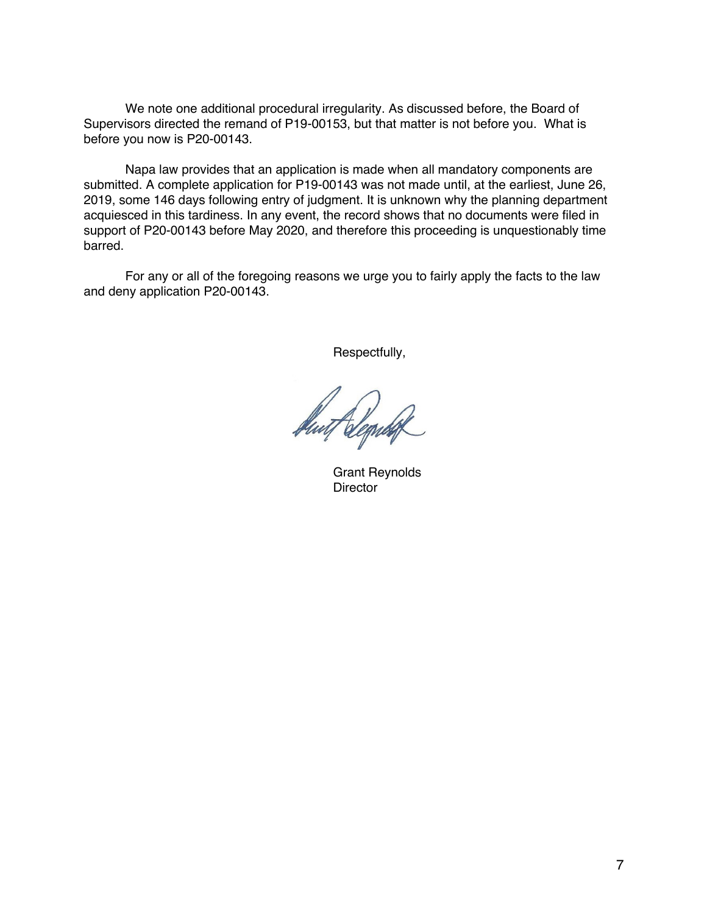We note one additional procedural irregularity. As discussed before, the Board of Supervisors directed the remand of P19-00153, but that matter is not before you. What is before you now is P20-00143.

Napa law provides that an application is made when all mandatory components are submitted. A complete application for P19-00143 was not made until, at the earliest, June 26, 2019, some 146 days following entry of judgment. It is unknown why the planning department acquiesced in this tardiness. In any event, the record shows that no documents were filed in support of P20-00143 before May 2020, and therefore this proceeding is unquestionably time barred.

For any or all of the foregoing reasons we urge you to fairly apply the facts to the law and deny application P20-00143.

Respectfully,

Grant Reynolds
Director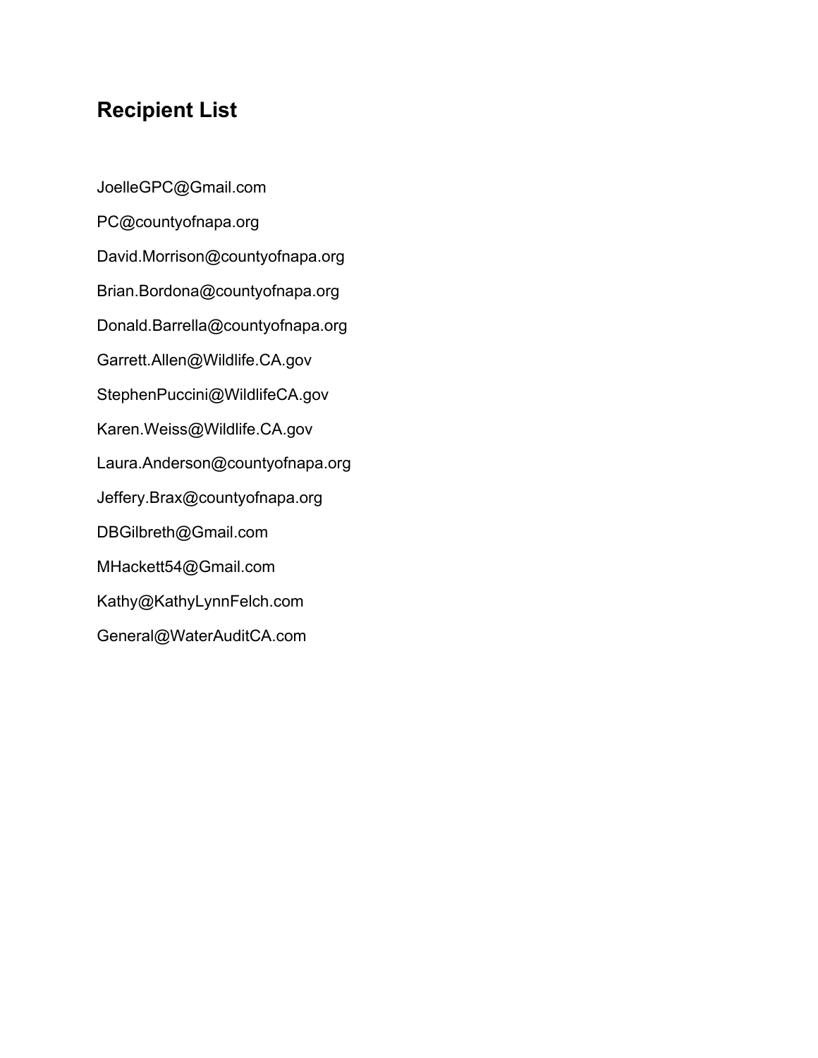## Recipient List

JoelleGPC@Gmail.com

PC@countyofnapa.org

David.Morrison@countyofnapa.org

Brian.Bordona@countyofnapa.org

Donald.Barrella@countyofnapa.org

Garrett.Allen@Wildlife.CA.gov

StephenPuccini@WildlifeCA.gov

Karen.Weiss@Wildlife.CA.gov

Laura.Anderson@countyofnapa.org

Jeffery.Brax@countyofnapa.org

DBGilbreth@Gmail.com

MHackett54@Gmail.com

Kathy@KathyLynnFelch.com

General@WaterAuditCA.com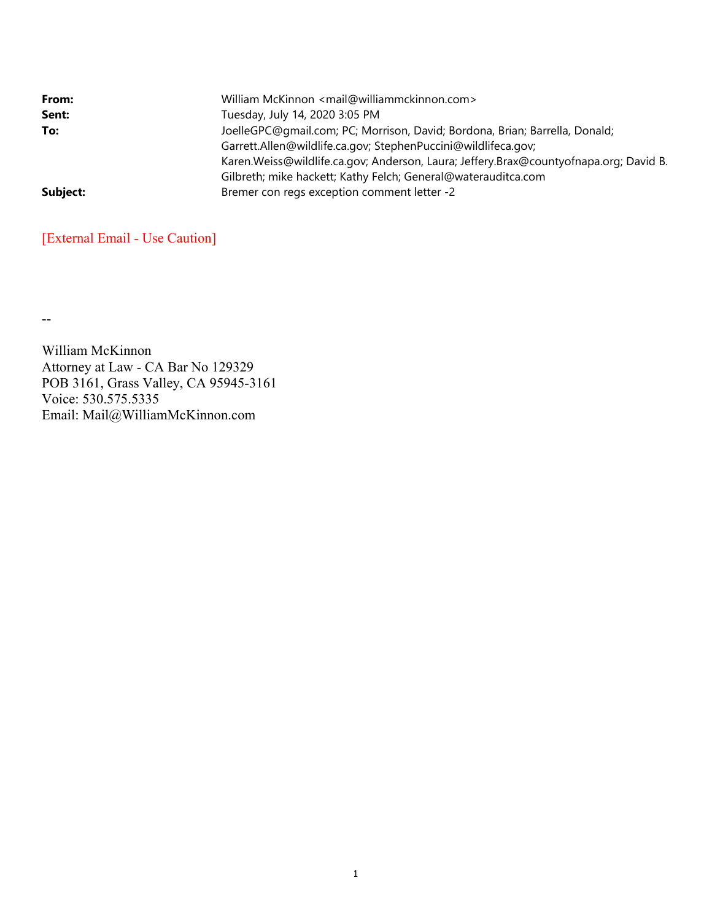**From:** William McKinnon <mail@williammckinnon.com>
**Sent:** Tuesday, July 14, 2020 3:05 PM
**To:** JoelleGPC@gmail.com; PC; Morrison, David; Bordona, Brian; Barrella, Donald; Garrett.Allen@wildlife.ca.gov; StephenPuccini@wildlifeca.gov; Karen.Weiss@wildlife.ca.gov; Anderson, Laura; Jeffery.Brax@countyofnapa.org; David B. Gilbreth; mike hackett; Kathy Felch; General@waterauditca.com
**Subject:** Bremer con regs exception comment letter -2

[External Email - Use Caution]

--

William McKinnon
Attorney at Law - CA Bar No 129329
POB 3161, Grass Valley, CA 95945-3161
Voice: 530.575.5335
Email: Mail@WilliamMcKinnon.com